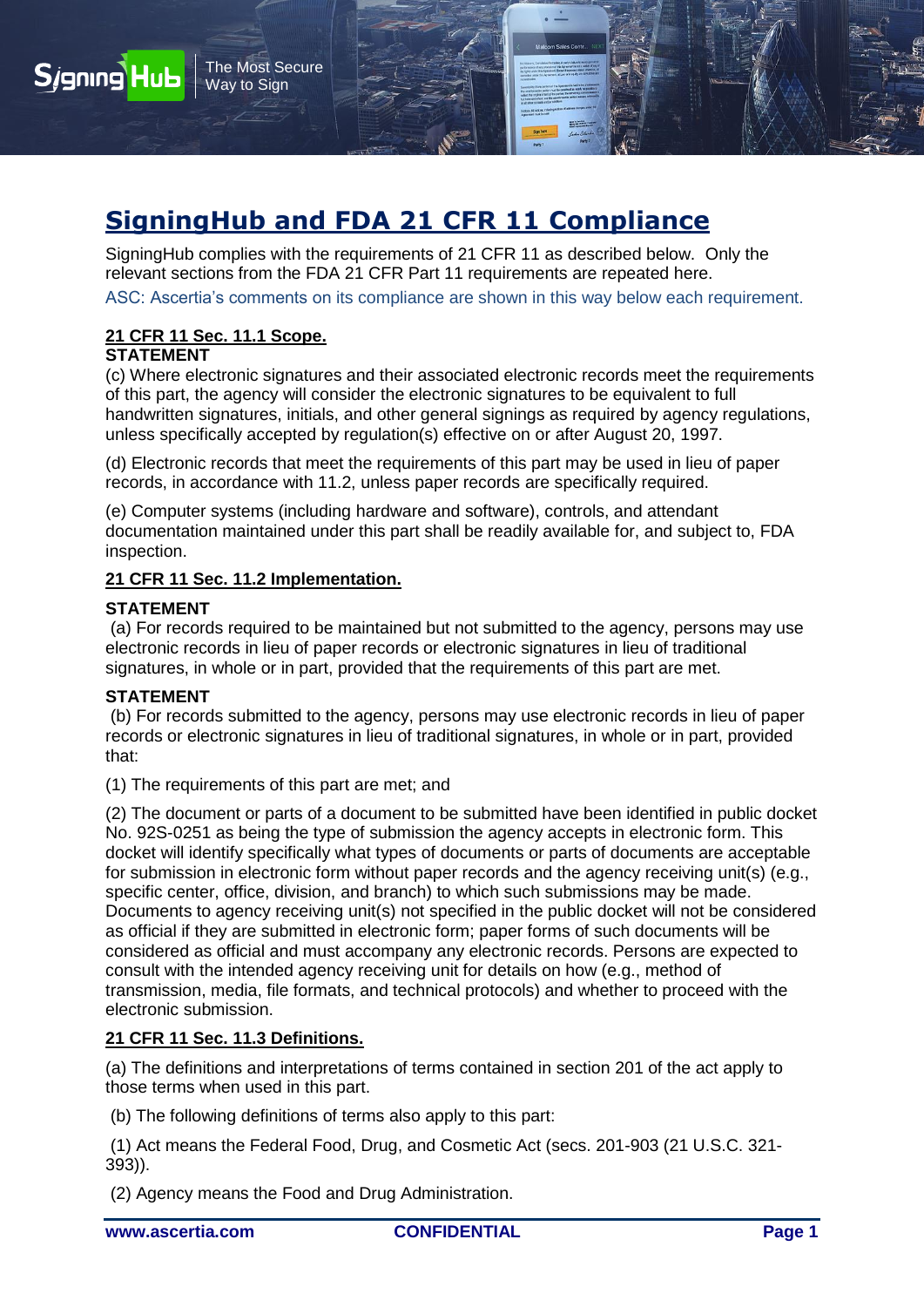# SigningHub and FDA 21 CFR 11 Compliance

SigningHub complies with the requirements of 21 CFR 11 as described below. Only the relevant sections from the FDA 21 CFR Part 11 requirements are repeated here.

ASC: Ascertia's comments on its compliance are shown in this way below each requirement.

### 21 CFR 11 Sec. 11.1 Scope.

**STATEMENT**

(c) Where electronic signatures and their associated electronic records meet the requirements of this part, the agency will consider the electronic signatures to be equivalent to full handwritten signatures, initials, and other general signings as required by agency regulations, unless specifically accepted by regulation(s) effective on or after August 20, 1997.

(d) Electronic records that meet the requirements of this part may be used in lieu of paper records, in accordance with 11.2, unless paper records are specifically required.

(e) Computer systems (including hardware and software), controls, and attendant documentation maintained under this part shall be readily available for, and subject to, FDA inspection.

### 21 CFR 11 Sec. 11.2 Implementation.

**STATEMENT**

(a) For records required to be maintained but not submitted to the agency, persons may use electronic records in lieu of paper records or electronic signatures in lieu of traditional signatures, in whole or in part, provided that the requirements of this part are met.

**STATEMENT**

(b) For records submitted to the agency, persons may use electronic records in lieu of paper records or electronic signatures in lieu of traditional signatures, in whole or in part, provided that:

(1) The requirements of this part are met; and

(2) The document or parts of a document to be submitted have been identified in public docket No. 92S-0251 as being the type of submission the agency accepts in electronic form. This docket will identify specifically what types of documents or parts of documents are acceptable for submission in electronic form without paper records and the agency receiving unit(s) (e.g., specific center, office, division, and branch) to which such submissions may be made. Documents to agency receiving unit(s) not specified in the public docket will not be considered as official if they are submitted in electronic form; paper forms of such documents will be considered as official and must accompany any electronic records. Persons are expected to consult with the intended agency receiving unit for details on how (e.g., method of transmission, media, file formats, and technical protocols) and whether to proceed with the electronic submission.

### 21 CFR 11 Sec. 11.3 Definitions.

(a) The definitions and interpretations of terms contained in section 201 of the act apply to those terms when used in this part.

(b) The following definitions of terms also apply to this part:

(1) Act means the Federal Food, Drug, and Cosmetic Act (secs. 201-903 (21 U.S.C. 321-393)).

(2) Agency means the Food and Drug Administration.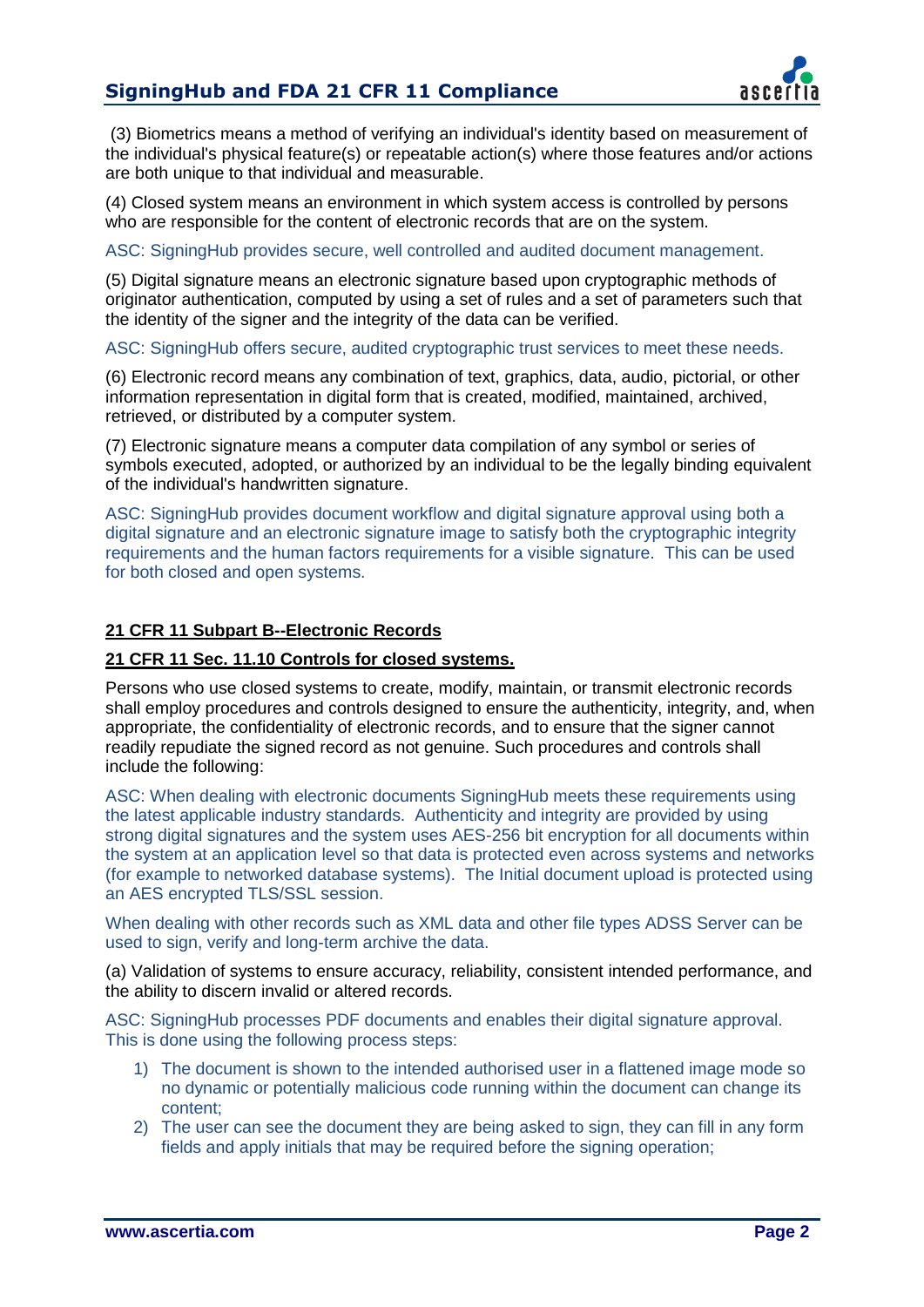(3) Biometrics means a method of verifying an individual's identity based on measurement of the individual's physical feature(s) or repeatable action(s) where those features and/or actions are both unique to that individual and measurable.

(4) Closed system means an environment in which system access is controlled by persons who are responsible for the content of electronic records that are on the system.

ASC: SigningHub provides secure, well controlled and audited document management.

(5) Digital signature means an electronic signature based upon cryptographic methods of originator authentication, computed by using a set of rules and a set of parameters such that the identity of the signer and the integrity of the data can be verified.

ASC: SigningHub offers secure, audited cryptographic trust services to meet these needs.

(6) Electronic record means any combination of text, graphics, data, audio, pictorial, or other information representation in digital form that is created, modified, maintained, archived, retrieved, or distributed by a computer system.

(7) Electronic signature means a computer data compilation of any symbol or series of symbols executed, adopted, or authorized by an individual to be the legally binding equivalent of the individual's handwritten signature.

ASC: SigningHub provides document workflow and digital signature approval using both a digital signature and an electronic signature image to satisfy both the cryptographic integrity requirements and the human factors requirements for a visible signature. This can be used for both closed and open systems.

## 21 CFR 11 Subpart B--Electronic Records

### 21 CFR 11 Sec. 11.10 Controls for closed systems.

Persons who use closed systems to create, modify, maintain, or transmit electronic records shall employ procedures and controls designed to ensure the authenticity, integrity, and, when appropriate, the confidentiality of electronic records, and to ensure that the signer cannot readily repudiate the signed record as not genuine. Such procedures and controls shall include the following:

ASC: When dealing with electronic documents SigningHub meets these requirements using the latest applicable industry standards. Authenticity and integrity are provided by using strong digital signatures and the system uses AES-256 bit encryption for all documents within the system at an application level so that data is protected even across systems and networks (for example to networked database systems). The Initial document upload is protected using an AES encrypted TLS/SSL session.

When dealing with other records such as XML data and other file types ADSS Server can be used to sign, verify and long-term archive the data.

(a) Validation of systems to ensure accuracy, reliability, consistent intended performance, and the ability to discern invalid or altered records.

ASC: SigningHub processes PDF documents and enables their digital signature approval. This is done using the following process steps:

1) The document is shown to the intended authorised user in a flattened image mode so no dynamic or potentially malicious code running within the document can change its content;
2) The user can see the document they are being asked to sign, they can fill in any form fields and apply initials that may be required before the signing operation;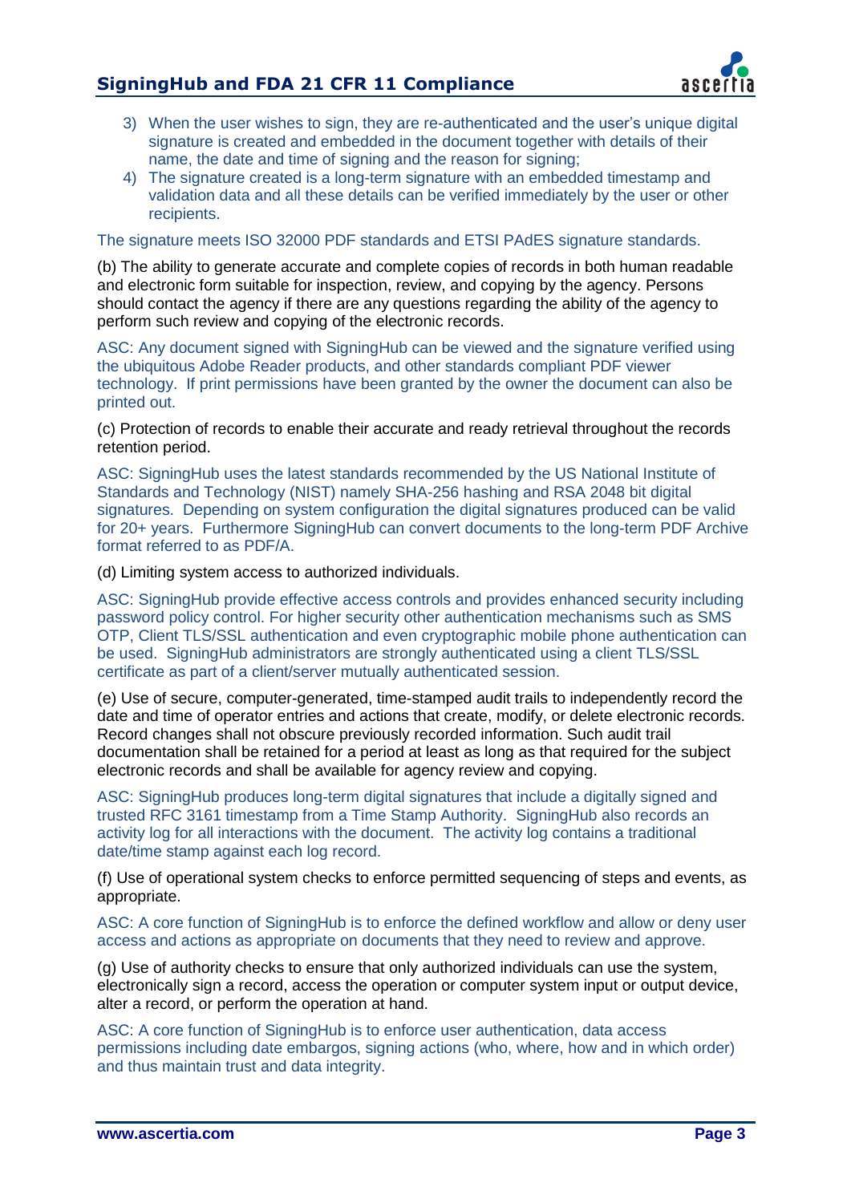3) When the user wishes to sign, they are re-authenticated and the user's unique digital signature is created and embedded in the document together with details of their name, the date and time of signing and the reason for signing;
4) The signature created is a long-term signature with an embedded timestamp and validation data and all these details can be verified immediately by the user or other recipients.

The signature meets ISO 32000 PDF standards and ETSI PAdES signature standards.

(b) The ability to generate accurate and complete copies of records in both human readable and electronic form suitable for inspection, review, and copying by the agency. Persons should contact the agency if there are any questions regarding the ability of the agency to perform such review and copying of the electronic records.

ASC: Any document signed with SigningHub can be viewed and the signature verified using the ubiquitous Adobe Reader products, and other standards compliant PDF viewer technology. If print permissions have been granted by the owner the document can also be printed out.

(c) Protection of records to enable their accurate and ready retrieval throughout the records retention period.

ASC: SigningHub uses the latest standards recommended by the US National Institute of Standards and Technology (NIST) namely SHA-256 hashing and RSA 2048 bit digital signatures. Depending on system configuration the digital signatures produced can be valid for 20+ years. Furthermore SigningHub can convert documents to the long-term PDF Archive format referred to as PDF/A.

(d) Limiting system access to authorized individuals.

ASC: SigningHub provide effective access controls and provides enhanced security including password policy control. For higher security other authentication mechanisms such as SMS OTP, Client TLS/SSL authentication and even cryptographic mobile phone authentication can be used. SigningHub administrators are strongly authenticated using a client TLS/SSL certificate as part of a client/server mutually authenticated session.

(e) Use of secure, computer-generated, time-stamped audit trails to independently record the date and time of operator entries and actions that create, modify, or delete electronic records. Record changes shall not obscure previously recorded information. Such audit trail documentation shall be retained for a period at least as long as that required for the subject electronic records and shall be available for agency review and copying.

ASC: SigningHub produces long-term digital signatures that include a digitally signed and trusted RFC 3161 timestamp from a Time Stamp Authority. SigningHub also records an activity log for all interactions with the document. The activity log contains a traditional date/time stamp against each log record.

(f) Use of operational system checks to enforce permitted sequencing of steps and events, as appropriate.

ASC: A core function of SigningHub is to enforce the defined workflow and allow or deny user access and actions as appropriate on documents that they need to review and approve.

(g) Use of authority checks to ensure that only authorized individuals can use the system, electronically sign a record, access the operation or computer system input or output device, alter a record, or perform the operation at hand.

ASC: A core function of SigningHub is to enforce user authentication, data access permissions including date embargos, signing actions (who, where, how and in which order) and thus maintain trust and data integrity.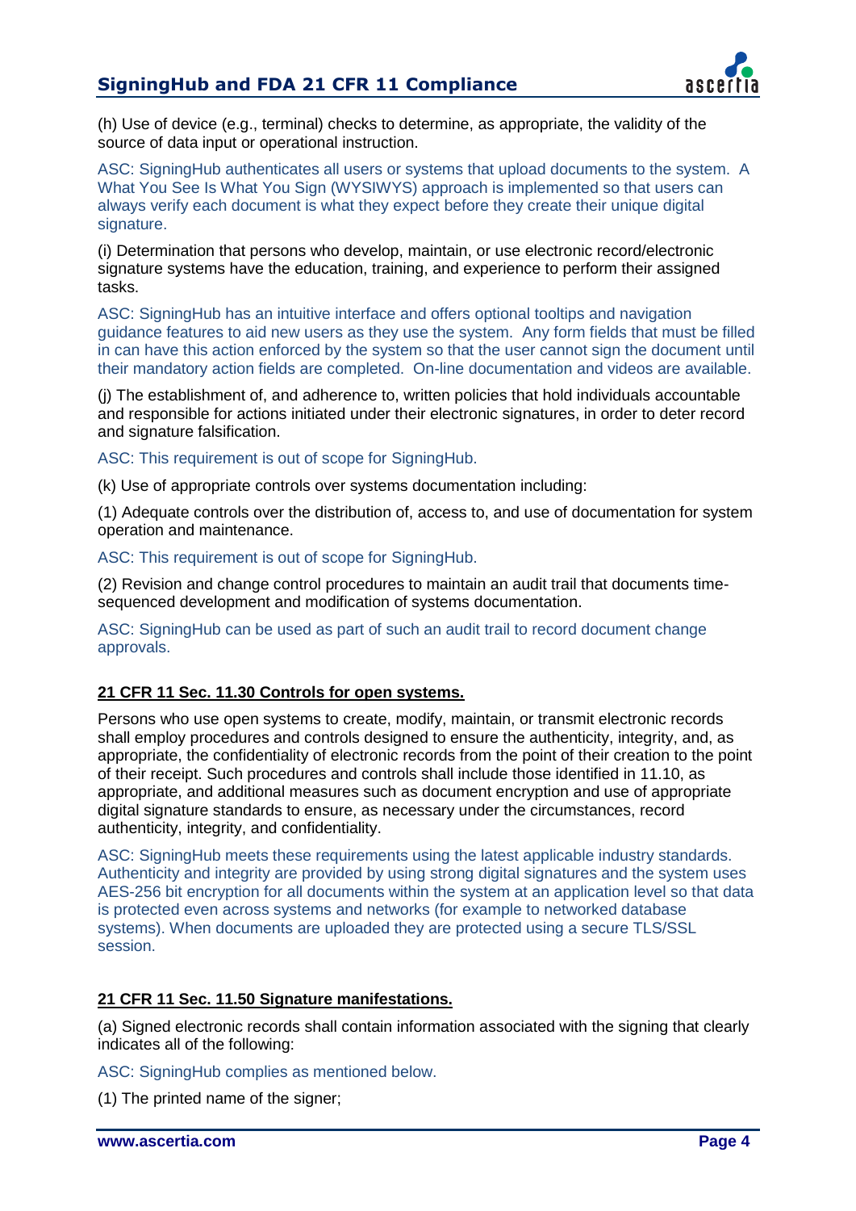(h) Use of device (e.g., terminal) checks to determine, as appropriate, the validity of the source of data input or operational instruction.

ASC: SigningHub authenticates all users or systems that upload documents to the system. A What You See Is What You Sign (WYSIWYS) approach is implemented so that users can always verify each document is what they expect before they create their unique digital signature.

(i) Determination that persons who develop, maintain, or use electronic record/electronic signature systems have the education, training, and experience to perform their assigned tasks.

ASC: SigningHub has an intuitive interface and offers optional tooltips and navigation guidance features to aid new users as they use the system. Any form fields that must be filled in can have this action enforced by the system so that the user cannot sign the document until their mandatory action fields are completed. On-line documentation and videos are available.

(j) The establishment of, and adherence to, written policies that hold individuals accountable and responsible for actions initiated under their electronic signatures, in order to deter record and signature falsification.

ASC: This requirement is out of scope for SigningHub.

(k) Use of appropriate controls over systems documentation including:

(1) Adequate controls over the distribution of, access to, and use of documentation for system operation and maintenance.

ASC: This requirement is out of scope for SigningHub.

(2) Revision and change control procedures to maintain an audit trail that documents time-sequenced development and modification of systems documentation.

ASC: SigningHub can be used as part of such an audit trail to record document change approvals.

## 21 CFR 11 Sec. 11.30 Controls for open systems.

Persons who use open systems to create, modify, maintain, or transmit electronic records shall employ procedures and controls designed to ensure the authenticity, integrity, and, as appropriate, the confidentiality of electronic records from the point of their creation to the point of their receipt. Such procedures and controls shall include those identified in 11.10, as appropriate, and additional measures such as document encryption and use of appropriate digital signature standards to ensure, as necessary under the circumstances, record authenticity, integrity, and confidentiality.

ASC: SigningHub meets these requirements using the latest applicable industry standards. Authenticity and integrity are provided by using strong digital signatures and the system uses AES-256 bit encryption for all documents within the system at an application level so that data is protected even across systems and networks (for example to networked database systems). When documents are uploaded they are protected using a secure TLS/SSL session.

## 21 CFR 11 Sec. 11.50 Signature manifestations.

(a) Signed electronic records shall contain information associated with the signing that clearly indicates all of the following:

ASC: SigningHub complies as mentioned below.

(1) The printed name of the signer;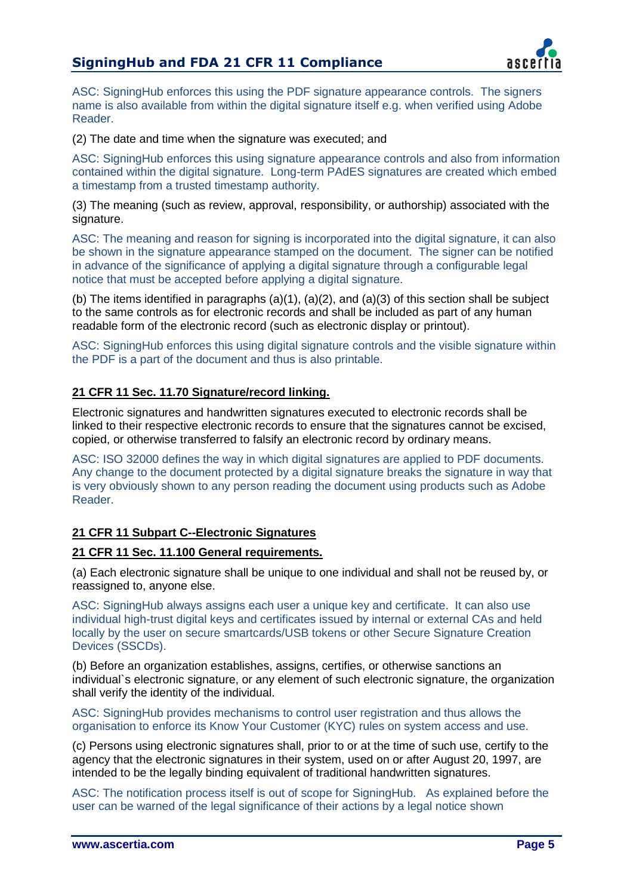ASC: SigningHub enforces this using the PDF signature appearance controls. The signers name is also available from within the digital signature itself e.g. when verified using Adobe Reader.

(2) The date and time when the signature was executed; and

ASC: SigningHub enforces this using signature appearance controls and also from information contained within the digital signature. Long-term PAdES signatures are created which embed a timestamp from a trusted timestamp authority.

(3) The meaning (such as review, approval, responsibility, or authorship) associated with the signature.

ASC: The meaning and reason for signing is incorporated into the digital signature, it can also be shown in the signature appearance stamped on the document. The signer can be notified in advance of the significance of applying a digital signature through a configurable legal notice that must be accepted before applying a digital signature.

(b) The items identified in paragraphs (a)(1), (a)(2), and (a)(3) of this section shall be subject to the same controls as for electronic records and shall be included as part of any human readable form of the electronic record (such as electronic display or printout).

ASC: SigningHub enforces this using digital signature controls and the visible signature within the PDF is a part of the document and thus is also printable.

**21 CFR 11 Sec. 11.70 Signature/record linking.**

Electronic signatures and handwritten signatures executed to electronic records shall be linked to their respective electronic records to ensure that the signatures cannot be excised, copied, or otherwise transferred to falsify an electronic record by ordinary means.

ASC: ISO 32000 defines the way in which digital signatures are applied to PDF documents. Any change to the document protected by a digital signature breaks the signature in way that is very obviously shown to any person reading the document using products such as Adobe Reader.

**21 CFR 11 Subpart C--Electronic Signatures**

**21 CFR 11 Sec. 11.100 General requirements.**

(a) Each electronic signature shall be unique to one individual and shall not be reused by, or reassigned to, anyone else.

ASC: SigningHub always assigns each user a unique key and certificate. It can also use individual high-trust digital keys and certificates issued by internal or external CAs and held locally by the user on secure smartcards/USB tokens or other Secure Signature Creation Devices (SSCDs).

(b) Before an organization establishes, assigns, certifies, or otherwise sanctions an individual`s electronic signature, or any element of such electronic signature, the organization shall verify the identity of the individual.

ASC: SigningHub provides mechanisms to control user registration and thus allows the organisation to enforce its Know Your Customer (KYC) rules on system access and use.

(c) Persons using electronic signatures shall, prior to or at the time of such use, certify to the agency that the electronic signatures in their system, used on or after August 20, 1997, are intended to be the legally binding equivalent of traditional handwritten signatures.

ASC: The notification process itself is out of scope for SigningHub. As explained before the user can be warned of the legal significance of their actions by a legal notice shown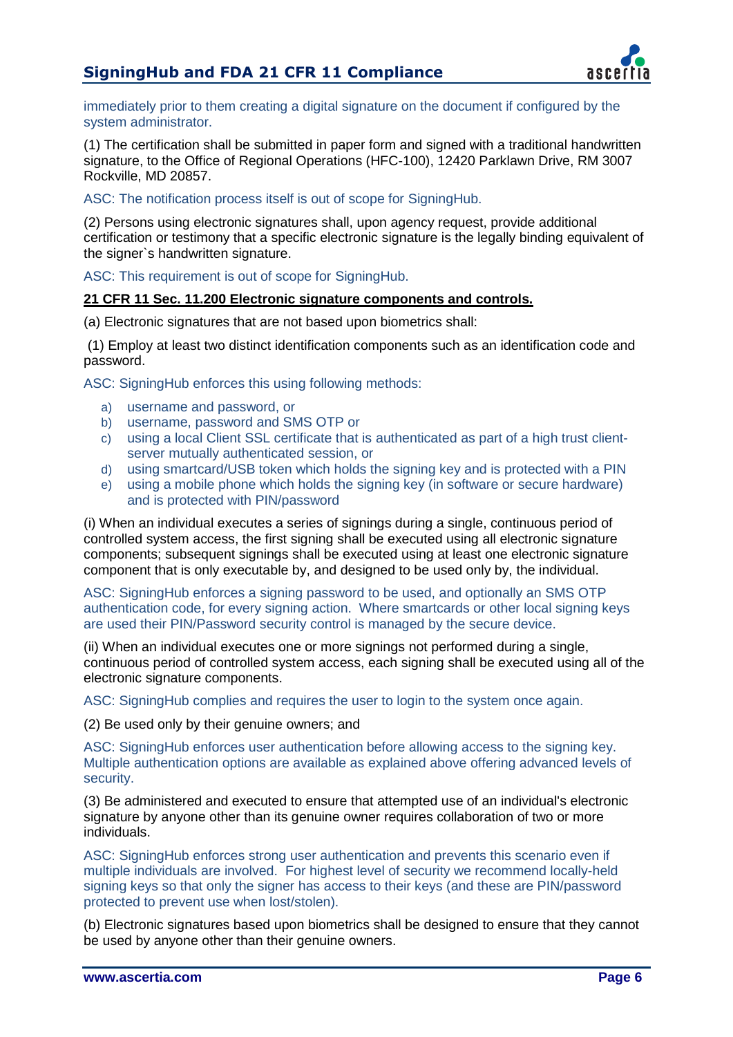immediately prior to them creating a digital signature on the document if configured by the system administrator.

(1) The certification shall be submitted in paper form and signed with a traditional handwritten signature, to the Office of Regional Operations (HFC-100), 12420 Parklawn Drive, RM 3007 Rockville, MD 20857.

ASC: The notification process itself is out of scope for SigningHub.

(2) Persons using electronic signatures shall, upon agency request, provide additional certification or testimony that a specific electronic signature is the legally binding equivalent of the signer`s handwritten signature.

ASC: This requirement is out of scope for SigningHub.

**21 CFR 11 Sec. 11.200 Electronic signature components and controls.**

(a) Electronic signatures that are not based upon biometrics shall:

(1) Employ at least two distinct identification components such as an identification code and password.

ASC: SigningHub enforces this using following methods:

a) username and password, or
b) username, password and SMS OTP or
c) using a local Client SSL certificate that is authenticated as part of a high trust client-server mutually authenticated session, or
d) using smartcard/USB token which holds the signing key and is protected with a PIN
e) using a mobile phone which holds the signing key (in software or secure hardware) and is protected with PIN/password

(i) When an individual executes a series of signings during a single, continuous period of controlled system access, the first signing shall be executed using all electronic signature components; subsequent signings shall be executed using at least one electronic signature component that is only executable by, and designed to be used only by, the individual.

ASC: SigningHub enforces a signing password to be used, and optionally an SMS OTP authentication code, for every signing action. Where smartcards or other local signing keys are used their PIN/Password security control is managed by the secure device.

(ii) When an individual executes one or more signings not performed during a single, continuous period of controlled system access, each signing shall be executed using all of the electronic signature components.

ASC: SigningHub complies and requires the user to login to the system once again.

(2) Be used only by their genuine owners; and

ASC: SigningHub enforces user authentication before allowing access to the signing key. Multiple authentication options are available as explained above offering advanced levels of security.

(3) Be administered and executed to ensure that attempted use of an individual's electronic signature by anyone other than its genuine owner requires collaboration of two or more individuals.

ASC: SigningHub enforces strong user authentication and prevents this scenario even if multiple individuals are involved. For highest level of security we recommend locally-held signing keys so that only the signer has access to their keys (and these are PIN/password protected to prevent use when lost/stolen).

(b) Electronic signatures based upon biometrics shall be designed to ensure that they cannot be used by anyone other than their genuine owners.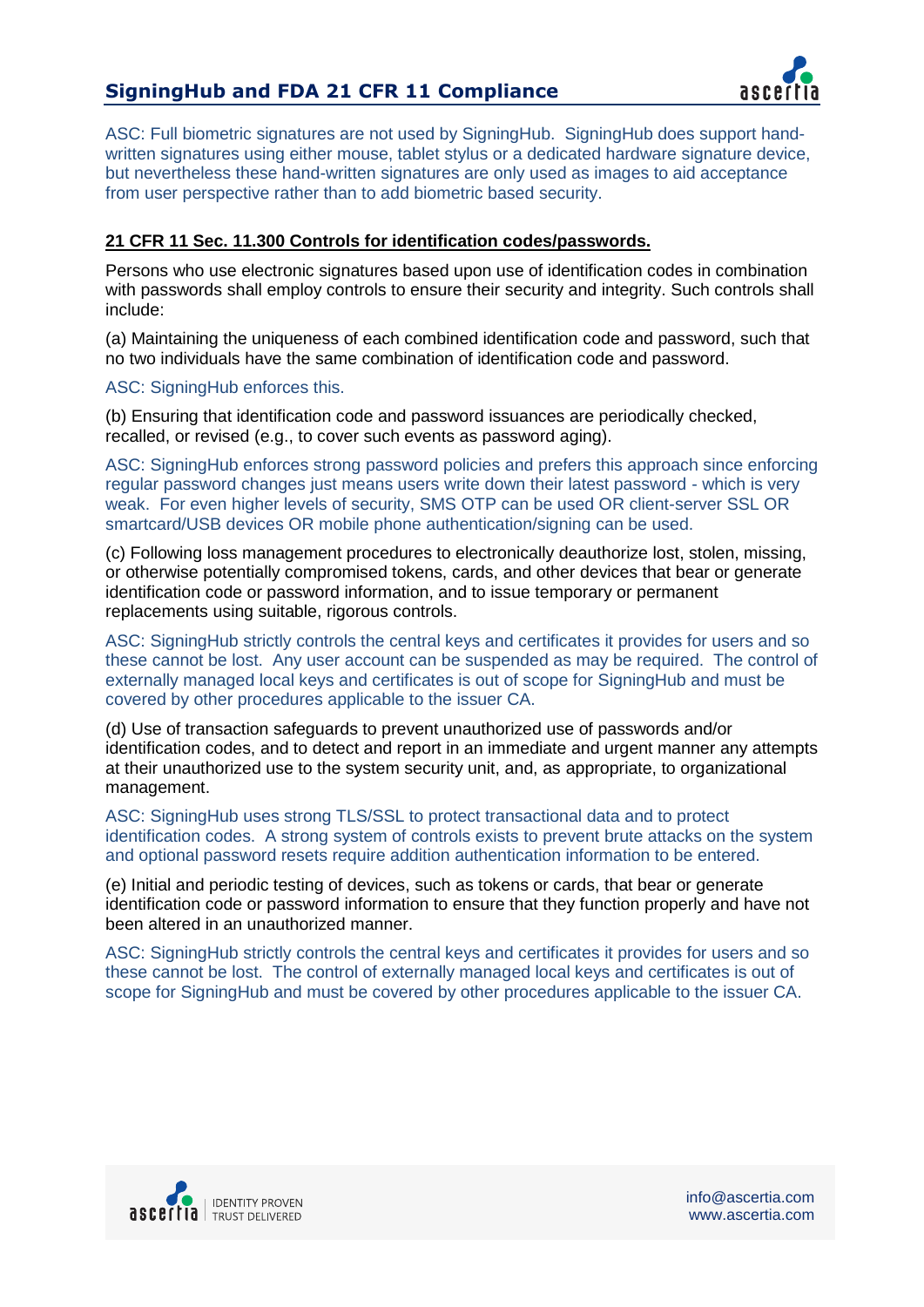ASC: Full biometric signatures are not used by SigningHub. SigningHub does support hand-written signatures using either mouse, tablet stylus or a dedicated hardware signature device, but nevertheless these hand-written signatures are only used as images to aid acceptance from user perspective rather than to add biometric based security.

**21 CFR 11 Sec. 11.300 Controls for identification codes/passwords.**

Persons who use electronic signatures based upon use of identification codes in combination with passwords shall employ controls to ensure their security and integrity. Such controls shall include:

(a) Maintaining the uniqueness of each combined identification code and password, such that no two individuals have the same combination of identification code and password.

ASC: SigningHub enforces this.

(b) Ensuring that identification code and password issuances are periodically checked, recalled, or revised (e.g., to cover such events as password aging).

ASC: SigningHub enforces strong password policies and prefers this approach since enforcing regular password changes just means users write down their latest password - which is very weak. For even higher levels of security, SMS OTP can be used OR client-server SSL OR smartcard/USB devices OR mobile phone authentication/signing can be used.

(c) Following loss management procedures to electronically deauthorize lost, stolen, missing, or otherwise potentially compromised tokens, cards, and other devices that bear or generate identification code or password information, and to issue temporary or permanent replacements using suitable, rigorous controls.

ASC: SigningHub strictly controls the central keys and certificates it provides for users and so these cannot be lost. Any user account can be suspended as may be required. The control of externally managed local keys and certificates is out of scope for SigningHub and must be covered by other procedures applicable to the issuer CA.

(d) Use of transaction safeguards to prevent unauthorized use of passwords and/or identification codes, and to detect and report in an immediate and urgent manner any attempts at their unauthorized use to the system security unit, and, as appropriate, to organizational management.

ASC: SigningHub uses strong TLS/SSL to protect transactional data and to protect identification codes. A strong system of controls exists to prevent brute attacks on the system and optional password resets require addition authentication information to be entered.

(e) Initial and periodic testing of devices, such as tokens or cards, that bear or generate identification code or password information to ensure that they function properly and have not been altered in an unauthorized manner.

ASC: SigningHub strictly controls the central keys and certificates it provides for users and so these cannot be lost. The control of externally managed local keys and certificates is out of scope for SigningHub and must be covered by other procedures applicable to the issuer CA.